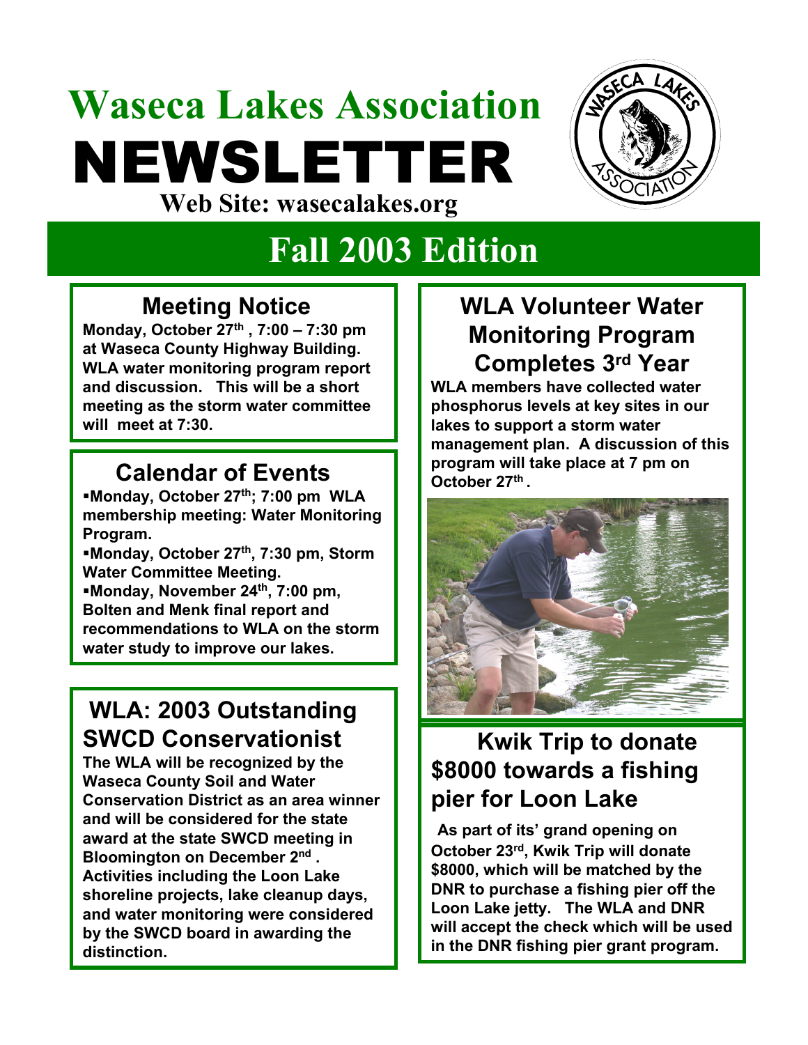# Waseca Lakes Association NEWSLETTER

**Web Site: wasecalakes.org**

## Fall 2003 Edition

### Meeting Notice

**Monday, October 27th , 7:00 – 7:30 pm at Waseca County Highway Building. WLA water monitoring program report and discussion. This will be a short meeting as the storm water committee will meet at 7:30.**

### Calendar of Events

- **Monday, October 27th; 7:00 pm WLA membership meeting: Water Monitoring Program.**
- **Monday, October 27th, 7:30 pm, Storm Water Committee Meeting.**
- **Monday, November 24th, 7:00 pm, Bolten and Menk final report and recommendations to WLA on the storm water study to improve our lakes.**

### WLA: 2003 Outstanding SWCD Conservationist

**The WLA will be recognized by the Waseca County Soil and Water Conservation District as an area winner and will be considered for the state award at the state SWCD meeting in Bloomington on December 2nd . Activities including the Loon Lake shoreline projects, lake cleanup days, and water monitoring were considered by the SWCD board in awarding the distinction.**

### WLA Volunteer Water Monitoring Program Completes 3rd Year

**WLA members have collected water phosphorus levels at key sites in our lakes to support a storm water management plan. A discussion of this program will take place at 7 pm on October 27th .**

### Kwik Trip to donate $8000 towards a fishing pier for Loon Lake

**As part of its' grand opening on October 23rd, Kwik Trip will donate $8000, which will be matched by the DNR to purchase a fishing pier off the Loon Lake jetty. The WLA and DNR will accept the check which will be used in the DNR fishing pier grant program.**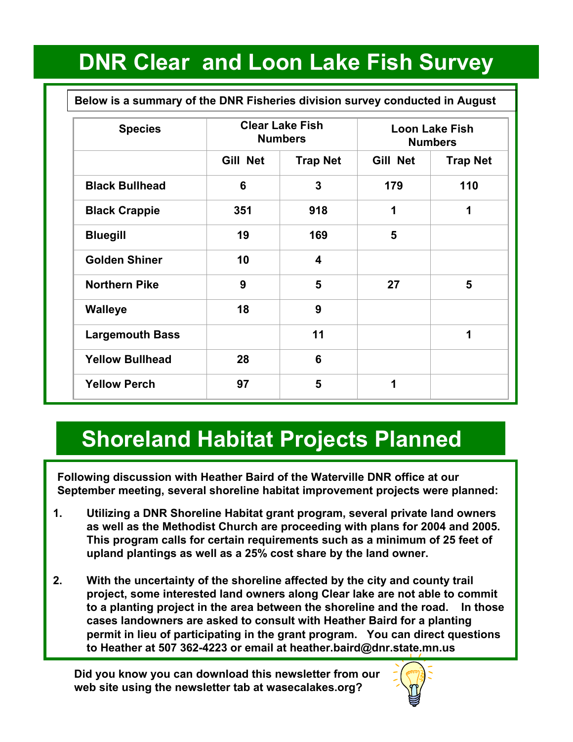# DNR Clear and Loon Lake Fish Survey

**Below is a summary of the DNR Fisheries division survey conducted in August**

| Species | Clear Lake Fish Numbers | | Loon Lake Fish Numbers | |
|---|---|---|---|---|
| | Gill Net | Trap Net | Gill Net | Trap Net |
| Black Bullhead | 6 | 3 | 179 | 110 |
| Black Crappie | 351 | 918 | 1 | 1 |
| Bluegill | 19 | 169 | 5 | |
| Golden Shiner | 10 | 4 | | |
| Northern Pike | 9 | 5 | 27 | 5 |
| Walleye | 18 | 9 | | |
| Largemouth Bass | | 11 | | 1 |
| Yellow Bullhead | 28 | 6 | | |
| Yellow Perch | 97 | 5 | 1 | |

# Shoreland Habitat Projects Planned

**Following discussion with Heather Baird of the Waterville DNR office at our September meeting, several shoreline habitat improvement projects were planned:**

1. **Utilizing a DNR Shoreline Habitat grant program, several private land owners as well as the Methodist Church are proceeding with plans for 2004 and 2005. This program calls for certain requirements such as a minimum of 25 feet of upland plantings as well as a 25% cost share by the land owner.**

2. **With the uncertainty of the shoreline affected by the city and county trail project, some interested land owners along Clear lake are not able to commit to a planting project in the area between the shoreline and the road. In those cases landowners are asked to consult with Heather Baird for a planting permit in lieu of participating in the grant program. You can direct questions to Heather at 507 362-4223 or email at heather.baird@dnr.state.mn.us**

**Did you know you can download this newsletter from our web site using the newsletter tab at wasecalakes.org?**